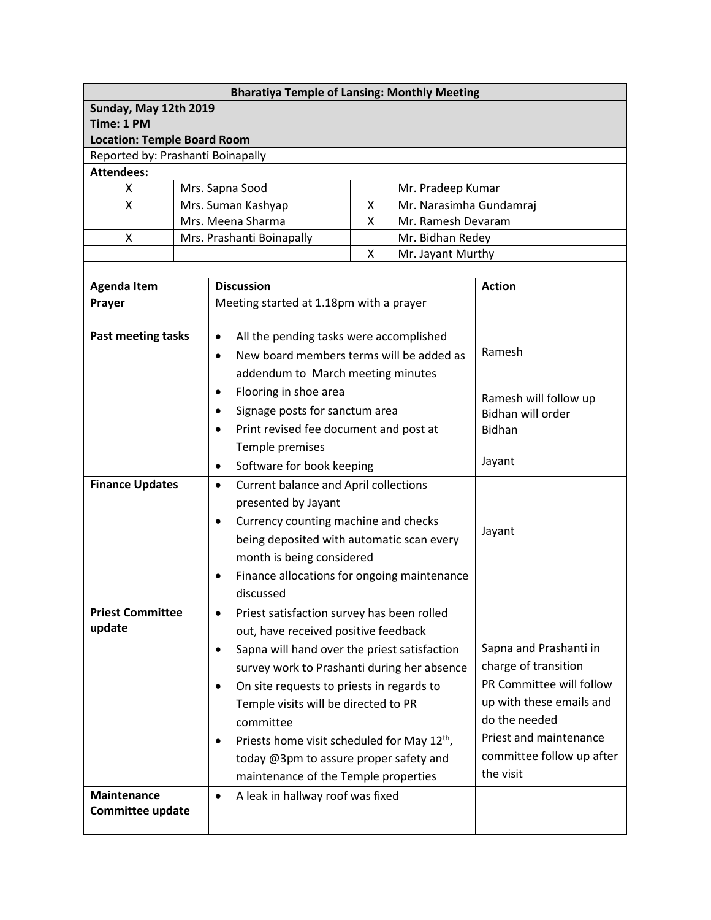**Bharatiya Temple of Lansing: Monthly Meeting**

**Sunday, May 12th 2019**
**Time: 1 PM**
**Location: Temple Board Room**

Reported by: Prashanti Boinapally

**Attendees:**

| | | | |
|---|---|---|---|
| X | Mrs. Sapna Sood | | Mr. Pradeep Kumar |
| X | Mrs. Suman Kashyap | X | Mr. Narasimha Gundamraj |
| | Mrs. Meena Sharma | X | Mr. Ramesh Devaram |
| X | Mrs. Prashanti Boinapally | | Mr. Bidhan Redey |
| | | X | Mr. Jayant Murthy |

| Agenda Item | Discussion | Action |
|---|---|---|
| **Prayer** | Meeting started at 1.18pm with a prayer | |
| **Past meeting tasks** | • All the pending tasks were accomplished<br>• New board members terms will be added as addendum to March meeting minutes<br>• Flooring in shoe area<br>• Signage posts for sanctum area<br>• Print revised fee document and post at Temple premises<br>• Software for book keeping | Ramesh<br><br>Ramesh will follow up<br>Bidhan will order<br>Bidhan<br><br>Jayant |
| **Finance Updates** | • Current balance and April collections presented by Jayant<br>• Currency counting machine and checks being deposited with automatic scan every month is being considered<br>• Finance allocations for ongoing maintenance discussed | Jayant |
| **Priest Committee update** | • Priest satisfaction survey has been rolled out, have received positive feedback<br>• Sapna will hand over the priest satisfaction survey work to Prashanti during her absence<br>• On site requests to priests in regards to Temple visits will be directed to PR committee<br>• Priests home visit scheduled for May 12th, today @3pm to assure proper safety and maintenance of the Temple properties | Sapna and Prashanti in charge of transition<br>PR Committee will follow up with these emails and do the needed<br>Priest and maintenance committee follow up after the visit |
| **Maintenance Committee update** | • A leak in hallway roof was fixed | |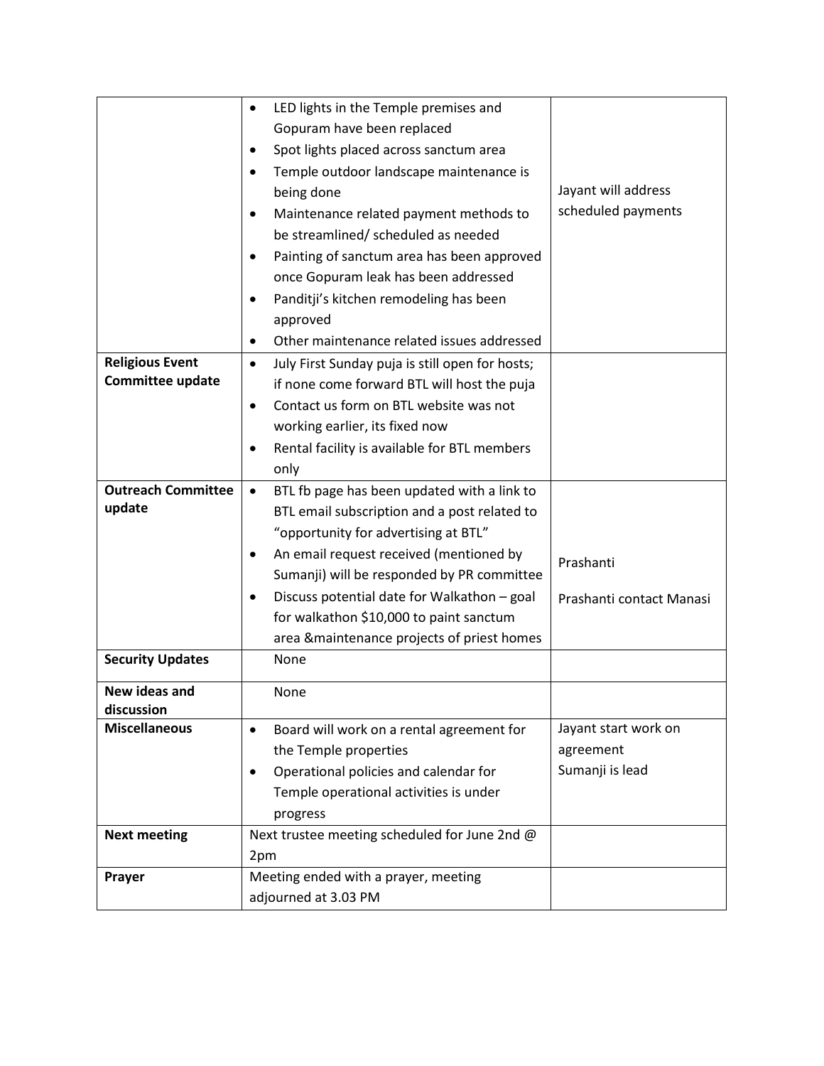| | | |
|---|---|---|
| | • LED lights in the Temple premises and Gopuram have been replaced<br>• Spot lights placed across sanctum area<br>• Temple outdoor landscape maintenance is being done<br>• Maintenance related payment methods to be streamlined/ scheduled as needed<br>• Painting of sanctum area has been approved once Gopuram leak has been addressed<br>• Panditji's kitchen remodeling has been approved<br>• Other maintenance related issues addressed | Jayant will address scheduled payments |
| **Religious Event Committee update** | • July First Sunday puja is still open for hosts; if none come forward BTL will host the puja<br>• Contact us form on BTL website was not working earlier, its fixed now<br>• Rental facility is available for BTL members only | |
| **Outreach Committee update** | • BTL fb page has been updated with a link to BTL email subscription and a post related to "opportunity for advertising at BTL"<br>• An email request received (mentioned by Sumanji) will be responded by PR committee<br>• Discuss potential date for Walkathon – goal for walkathon $10,000 to paint sanctum area &maintenance projects of priest homes | Prashanti<br><br>Prashanti contact Manasi |
| **Security Updates** | None | |
| **New ideas and discussion** | None | |
| **Miscellaneous** | • Board will work on a rental agreement for the Temple properties<br>• Operational policies and calendar for Temple operational activities is under progress | Jayant start work on agreement<br>Sumanji is lead |
| **Next meeting** | Next trustee meeting scheduled for June 2nd @ 2pm | |
| **Prayer** | Meeting ended with a prayer, meeting adjourned at 3.03 PM | |